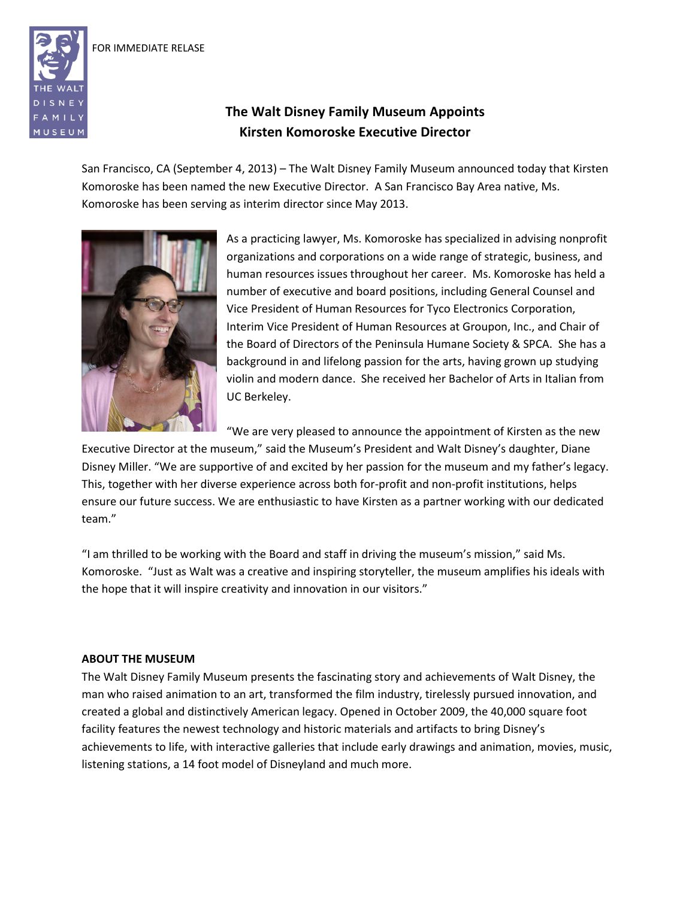FOR IMMEDIATE RELASE

## The Walt Disney Family Museum Appoints Kirsten Komoroske Executive Director

San Francisco, CA (September 4, 2013) – The Walt Disney Family Museum announced today that Kirsten Komoroske has been named the new Executive Director. A San Francisco Bay Area native, Ms. Komoroske has been serving as interim director since May 2013.

As a practicing lawyer, Ms. Komoroske has specialized in advising nonprofit organizations and corporations on a wide range of strategic, business, and human resources issues throughout her career. Ms. Komoroske has held a number of executive and board positions, including General Counsel and Vice President of Human Resources for Tyco Electronics Corporation, Interim Vice President of Human Resources at Groupon, Inc., and Chair of the Board of Directors of the Peninsula Humane Society & SPCA. She has a background in and lifelong passion for the arts, having grown up studying violin and modern dance. She received her Bachelor of Arts in Italian from UC Berkeley.

"We are very pleased to announce the appointment of Kirsten as the new Executive Director at the museum," said the Museum's President and Walt Disney's daughter, Diane Disney Miller. "We are supportive of and excited by her passion for the museum and my father's legacy. This, together with her diverse experience across both for-profit and non-profit institutions, helps ensure our future success. We are enthusiastic to have Kirsten as a partner working with our dedicated team."

"I am thrilled to be working with the Board and staff in driving the museum's mission," said Ms. Komoroske. "Just as Walt was a creative and inspiring storyteller, the museum amplifies his ideals with the hope that it will inspire creativity and innovation in our visitors."

**ABOUT THE MUSEUM**

The Walt Disney Family Museum presents the fascinating story and achievements of Walt Disney, the man who raised animation to an art, transformed the film industry, tirelessly pursued innovation, and created a global and distinctively American legacy. Opened in October 2009, the 40,000 square foot facility features the newest technology and historic materials and artifacts to bring Disney's achievements to life, with interactive galleries that include early drawings and animation, movies, music, listening stations, a 14 foot model of Disneyland and much more.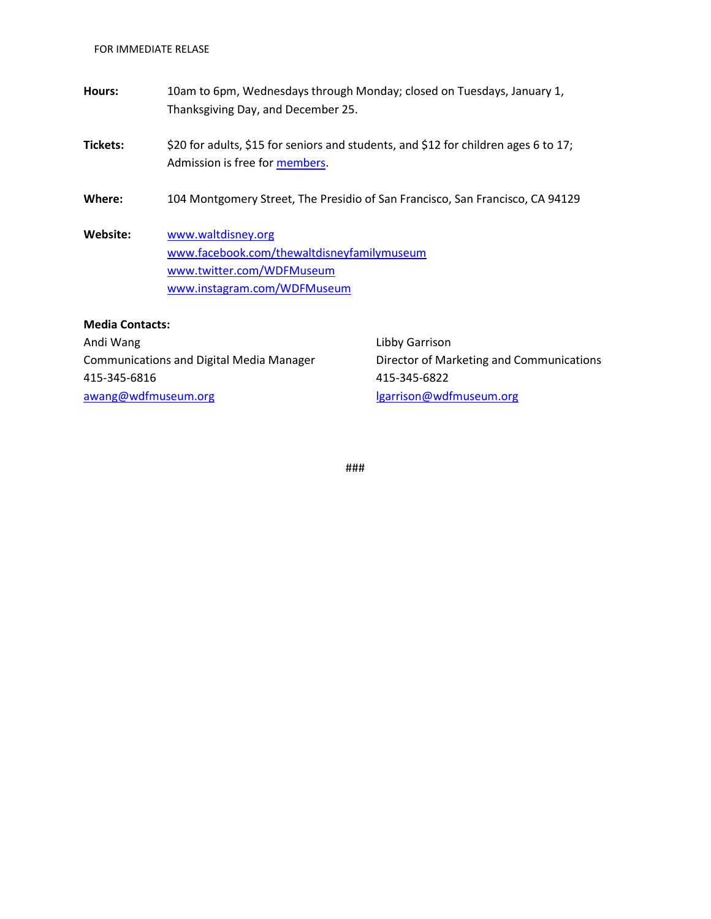FOR IMMEDIATE RELASE

**Hours:** 10am to 6pm, Wednesdays through Monday; closed on Tuesdays, January 1, Thanksgiving Day, and December 25.

**Tickets:** $20 for adults, $15 for seniors and students, and $12 for children ages 6 to 17; Admission is free for members.

**Where:** 104 Montgomery Street, The Presidio of San Francisco, San Francisco, CA 94129

**Website:**
www.waltdisney.org
www.facebook.com/thewaltdisneyfamilymuseum
www.twitter.com/WDFMuseum
www.instagram.com/WDFMuseum

**Media Contacts:**

Andi Wang
Communications and Digital Media Manager
415-345-6816
awang@wdfmuseum.org

Libby Garrison
Director of Marketing and Communications
415-345-6822
lgarrison@wdfmuseum.org

###